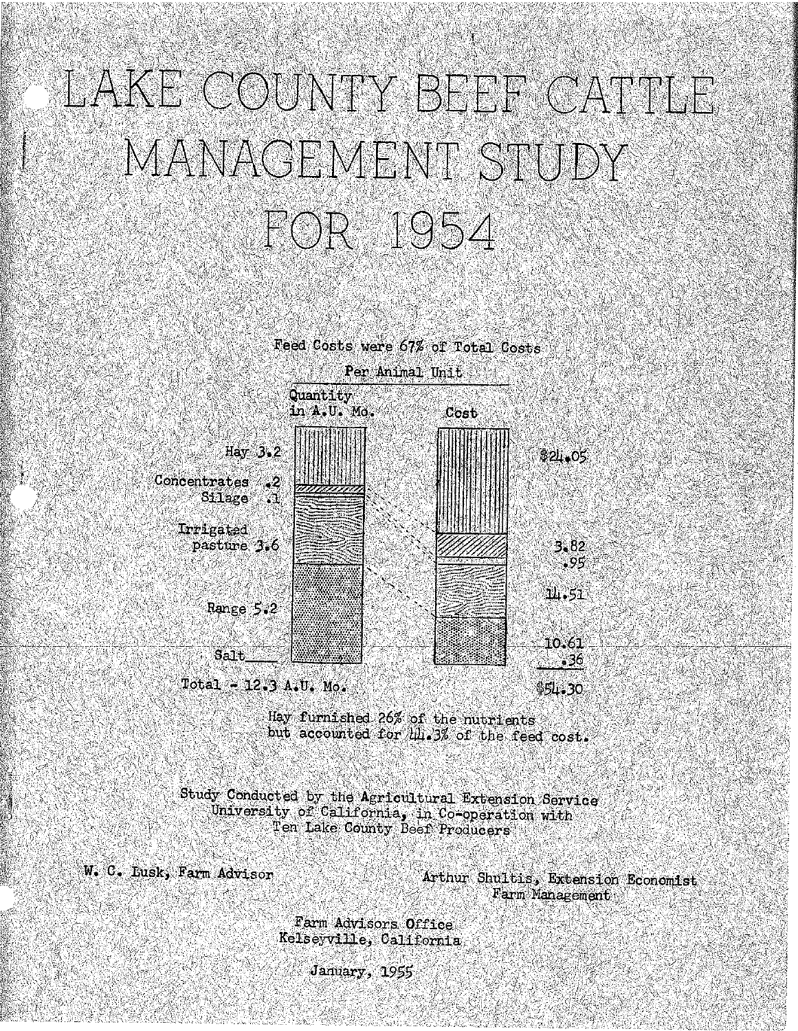# LAKE COUNTY BEEF CATTLE MANAGEMENT STUDY FOR 1954

Feed Costs were 67% of Total Costs

Per Animal Unit

| | Quantity in A.U. Mo. | Cost |
|---|---|---|
| Hay | 3.2 | $24.05 |
| Concentrates | .2 | 3.82 |
| Silage | .1 | .95 |
| Irrigated pasture | 3.6 | 14.51 |
| Range | 5.2 | 10.61 |
| Salt | | .36 |
| Total | 12.3 A.U. Mo. | $54.30 |

Hay furnished 26% of the nutrients but accounted for 44.3% of the feed cost.

Study Conducted by the Agricultural Extension Service
University of California, in Co-operation with
Ten Lake County Beef Producers

W. C. Lusk, Farm Advisor

Arthur Shultis, Extension Economist
Farm Management

Farm Advisors Office
Kelseyville, California

January, 1955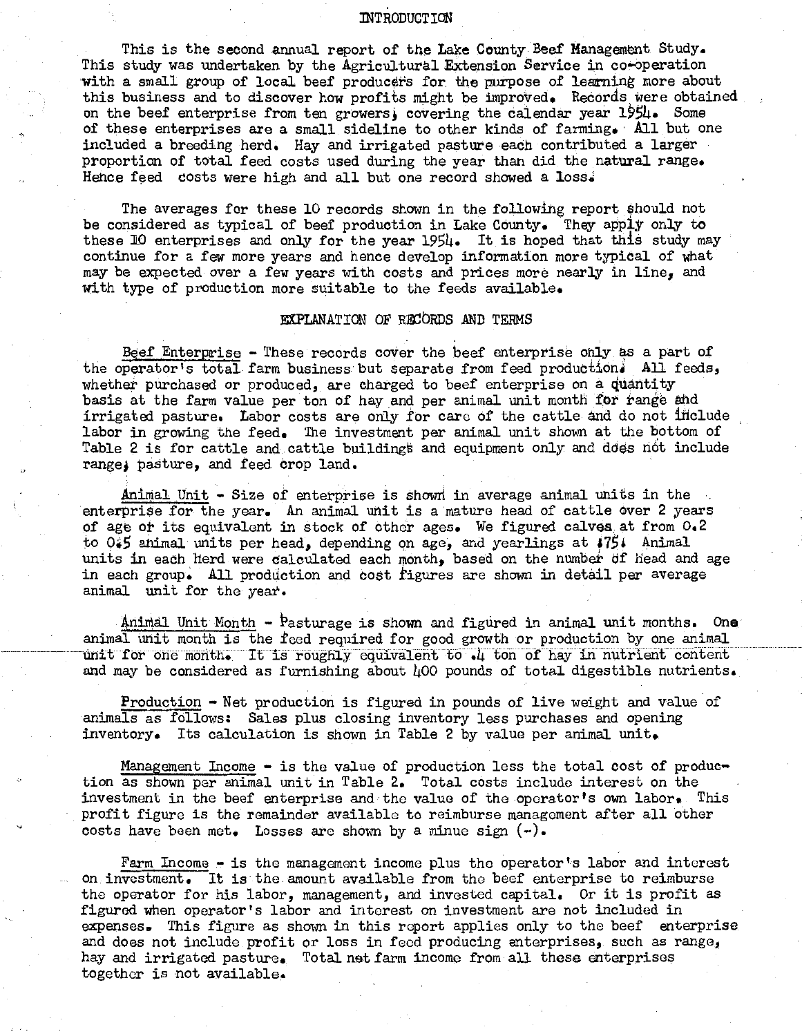# INTRODUCTION

This is the second annual report of the Lake County Beef Management Study. This study was undertaken by the Agricultural Extension Service in co-operation with a small group of local beef producers for the purpose of learning more about this business and to discover how profits might be improved. Records were obtained on the beef enterprise from ten growers, covering the calendar year 1954. Some of these enterprises are a small sideline to other kinds of farming. All but one included a breeding herd. Hay and irrigated pasture each contributed a larger proportion of total feed costs used during the year than did the natural range. Hence feed costs were high and all but one record showed a loss.

The averages for these 10 records shown in the following report should not be considered as typical of beef production in Lake County. They apply only to these 10 enterprises and only for the year 1954. It is hoped that this study may continue for a few more years and hence develop information more typical of what may be expected over a few years with costs and prices more nearly in line, and with type of production more suitable to the feeds available.

## EXPLANATION OF RECORDS AND TERMS

Beef Enterprise - These records cover the beef enterprise only as a part of the operator's total farm business but separate from feed production. All feeds, whether purchased or produced, are charged to beef enterprise on a quantity basis at the farm value per ton of hay and per animal unit month for range and irrigated pasture. Labor costs are only for care of the cattle and do not include labor in growing the feed. The investment per animal unit shown at the bottom of Table 2 is for cattle and cattle buildings and equipment only and does not include range, pasture, and feed crop land.

Animal Unit - Size of enterprise is shown in average animal units in the enterprise for the year. An animal unit is a mature head of cattle over 2 years of age or its equivalent in stock of other ages. We figured calves at from 0.2 to 0.5 animal units per head, depending on age, and yearlings at .75. Animal units in each herd were calculated each month, based on the number of head and age in each group. All production and cost figures are shown in detail per average animal unit for the year.

Animal Unit Month - Pasturage is shown and figured in animal unit months. One animal unit month is the feed required for good growth or production by one animal unit for one month. It is roughly equivalent to .4 ton of hay in nutrient content and may be considered as furnishing about 400 pounds of total digestible nutrients.

Production - Net production is figured in pounds of live weight and value of animals as follows: Sales plus closing inventory less purchases and opening inventory. Its calculation is shown in Table 2 by value per animal unit.

Management Income - is the value of production less the total cost of production as shown per animal unit in Table 2. Total costs include interest on the investment in the beef enterprise and the value of the operator's own labor. This profit figure is the remainder available to reimburse management after all other costs have been met. Losses are shown by a minue sign (-).

Farm Income - is the management income plus the operator's labor and interest on investment. It is the amount available from the beef enterprise to reimburse the operator for his labor, management, and invested capital. Or it is profit as figured when operator's labor and interest on investment are not included in expenses. This figure as shown in this report applies only to the beef enterprise and does not include profit or loss in feed producing enterprises, such as range, hay and irrigated pasture. Total net farm income from all these enterprises together is not available.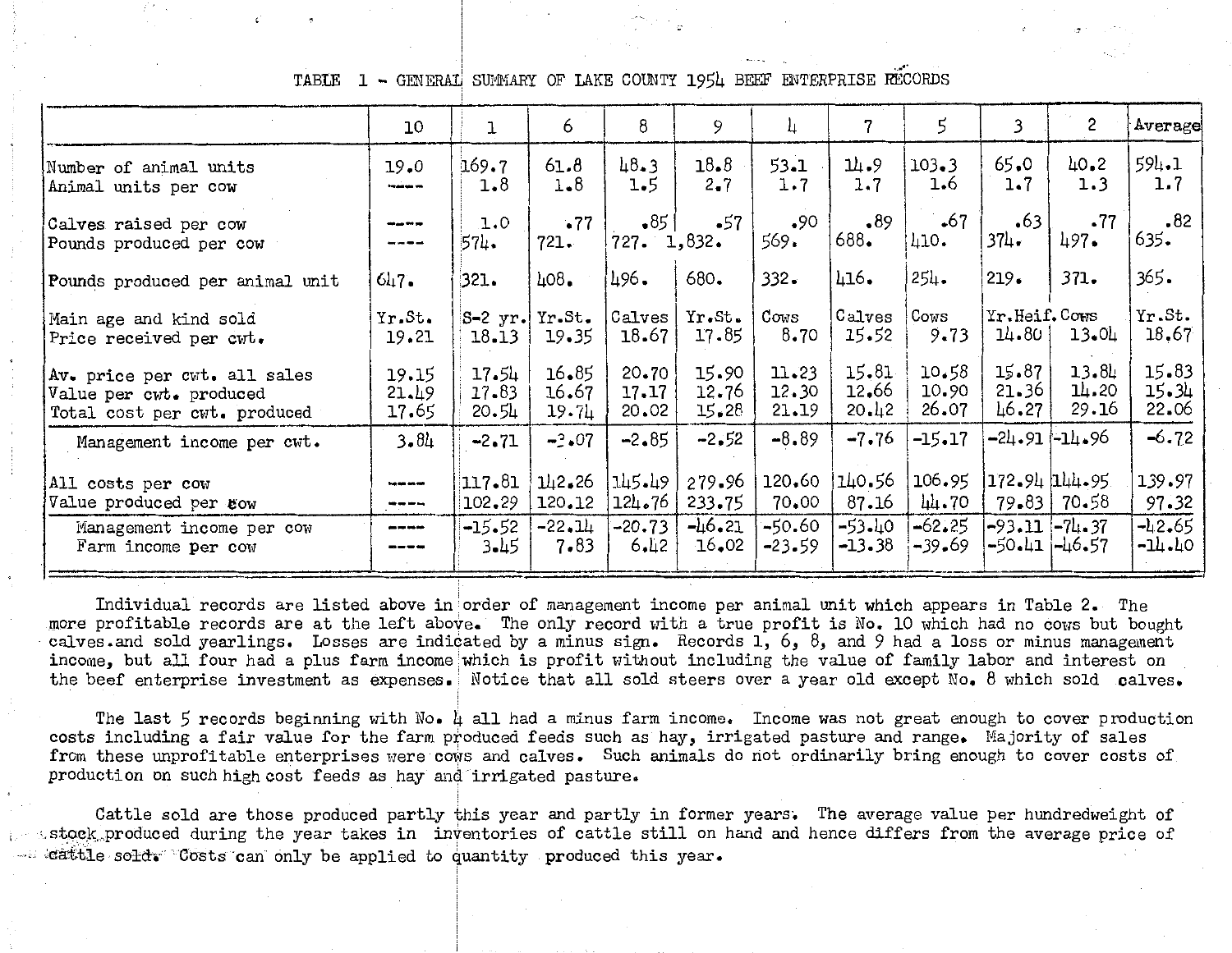TABLE 1 - GENERAL SUMMARY OF LAKE COUNTY 1954 BEEF ENTERPRISE RECORDS

| | 10 | 1 | 6 | 8 | 9 | 4 | 7 | 5 | 3 | 2 | Average |
|---|---|---|---|---|---|---|---|---|---|---|---|
| Number of animal units | 19.0 | 169.7 | 61.8 | 48.3 | 18.8 | 53.1 | 14.9 | 103.3 | 65.0 | 40.2 | 594.1 |
| Animal units per cow | ---- | 1.8 | 1.8 | 1.5 | 2.7 | 1.7 | 1.7 | 1.6 | 1.7 | 1.3 | 1.7 |
| Calves raised per cow | ---- | 1.0 | .77 | .85 | .57 | .90 | .89 | .67 | .63 | .77 | .82 |
| Pounds produced per cow | ---- | 574. | 721. | 727. | 1,832. | 569. | 688. | 410. | 374. | 497. | 635. |
| Pounds produced per animal unit | 647. | 321. | 408. | 496. | 680. | 332. | 416. | 254. | 219. | 371. | 365. |
| Main age and kind sold | Yr.St. | S-2 yr. | Yr.St. | Calves | Yr.St. | Cows | Calves | Cows | Yr.Heif. | Cows | Yr.St. |
| Price received per cwt. | 19.21 | 18.13 | 19.35 | 18.67 | 17.85 | 8.70 | 15.52 | 9.73 | 14.80 | 13.04 | 18.67 |
| Av. price per cwt. all sales | 19.15 | 17.54 | 16.85 | 20.70 | 15.90 | 11.23 | 15.81 | 10.58 | 15.87 | 13.84 | 15.83 |
| Value per cwt. produced | 21.49 | 17.83 | 16.67 | 17.17 | 12.76 | 12.30 | 12.66 | 10.90 | 21.36 | 14.20 | 15.34 |
| Total cost per cwt. produced | 17.65 | 20.54 | 19.74 | 20.02 | 15.28 | 21.19 | 20.42 | 26.07 | 46.27 | 29.16 | 22.06 |
| Management income per cwt. | 3.84 | -2.71 | -3.07 | -2.85 | -2.52 | -8.89 | -7.76 | -15.17 | -24.91 | -14.96 | -6.72 |
| All costs per cow | ---- | 117.81 | 142.26 | 145.49 | 279.96 | 120.60 | 140.56 | 106.95 | 172.94 | 144.95 | 139.97 |
| Value produced per cow | ---- | 102.29 | 120.12 | 124.76 | 233.75 | 70.00 | 87.16 | 44.70 | 79.83 | 70.58 | 97.32 |
| Management income per cow | ---- | -15.52 | -22.14 | -20.73 | -46.21 | -50.60 | -53.40 | -62.25 | -93.11 | -74.37 | -42.65 |
| Farm income per cow | ---- | 3.45 | 7.83 | 6.42 | 16.02 | -23.59 | -13.38 | -39.69 | -50.41 | -46.57 | -14.40 |

Individual records are listed above in order of management income per animal unit which appears in Table 2. The more profitable records are at the left above. The only record with a true profit is No. 10 which had no cows but bought calves and sold yearlings. Losses are indicated by a minus sign. Records 1, 6, 8, and 9 had a loss or minus management income, but all four had a plus farm income which is profit without including the value of family labor and interest on the beef enterprise investment as expenses. Notice that all sold steers over a year old except No. 8 which sold calves.

The last 5 records beginning with No. 4 all had a minus farm income. Income was not great enough to cover production costs including a fair value for the farm produced feeds such as hay, irrigated pasture and range. Majority of sales from these unprofitable enterprises were cows and calves. Such animals do not ordinarily bring enough to cover costs of production on such high cost feeds as hay and irrigated pasture.

Cattle sold are those produced partly this year and partly in former years. The average value per hundredweight of stock produced during the year takes in inventories of cattle still on hand and hence differs from the average price of cattle sold. Costs can only be applied to quantity produced this year.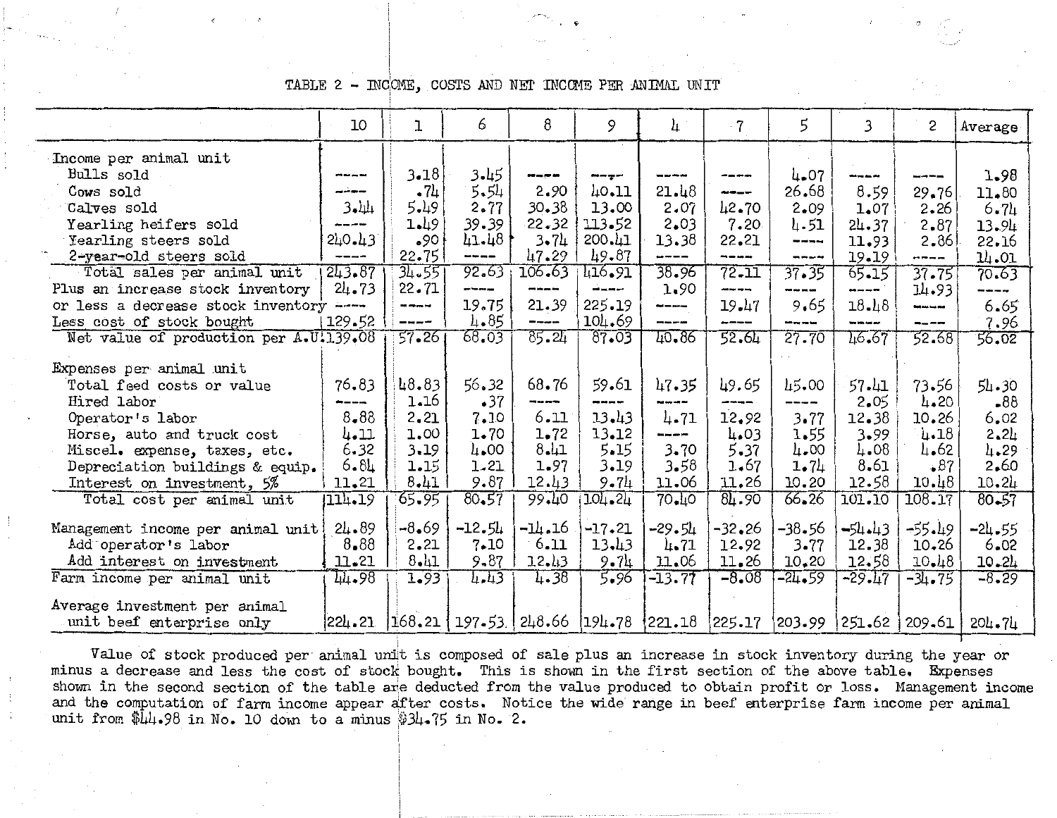TABLE 2 - INCOME, COSTS AND NET INCOME PER ANIMAL UNIT

| | 10 | 1 | 6 | 8 | 9 | 4 | 7 | 5 | 3 | 2 | Average |
|---|---|---|---|---|---|---|---|---|---|---|---|
| Income per animal unit | | | | | | | | | | | |
| Bulls sold | ---- | 3.18 | 3.45 | ---- | ---- | ---- | ---- | 4.07 | ---- | ---- | 1.98 |
| Cows sold | ---- | .74 | 5.54 | 2.90 | 40.11 | 21.48 | ---- | 26.68 | 8.59 | 29.76 | 11.80 |
| Calves sold | 3.44 | 5.49 | 2.77 | 30.38 | 13.00 | 2.07 | 42.70 | 2.09 | 1.07 | 2.26 | 6.74 |
| Yearling heifers sold | ---- | 1.49 | 39.39 | 22.32 | 113.52 | 2.03 | 7.20 | 4.51 | 24.37 | 2.87 | 13.94 |
| Yearling steers sold | 240.43 | .90 | 41.48 | 3.74 | 200.41 | 13.38 | 22.21 | ---- | 11.93 | 2.86 | 22.16 |
| 2-year-old steers sold | ---- | 22.75 | ---- | 47.29 | 49.87 | ---- | ---- | ---- | 19.19 | ---- | 14.01 |
| Total sales per animal unit | 243.87 | 34.55 | 92.63 | 106.63 | 416.91 | 38.96 | 72.11 | 37.35 | 65.15 | 37.75 | 70.63 |
| Plus an increase stock inventory | 24.73 | 22.71 | ---- | ---- | ---- | 1.90 | ---- | ---- | ---- | 14.93 | ---- |
| or less a decrease stock inventory | ---- | ---- | 19.75 | 21.39 | 225.19 | ---- | 19.47 | 9.65 | 18.48 | ---- | 6.65 |
| Less cost of stock bought | 129.52 | ---- | 4.85 | ---- | 104.69 | ---- | ---- | ---- | ---- | ---- | 7.96 |
| Net value of production per A.U. | 139.08 | 57.26 | 68.03 | 85.24 | 87.03 | 40.86 | 52.64 | 27.70 | 46.67 | 52.68 | 56.02 |
| Expenses per animal unit | | | | | | | | | | | |
| Total feed costs or value | 76.83 | 48.83 | 56.32 | 68.76 | 59.61 | 47.35 | 49.65 | 45.00 | 57.41 | 73.56 | 54.30 |
| Hired labor | ---- | 1.16 | .37 | ---- | ---- | ---- | ---- | ---- | 2.05 | 4.20 | .88 |
| Operator's labor | 8.88 | 2.21 | 7.10 | 6.11 | 13.43 | 4.71 | 12.92 | 3.77 | 12.38 | 10.26 | 6.02 |
| Horse, auto and truck cost | 4.11 | 1.00 | 1.70 | 1.72 | 13.12 | ---- | 4.03 | 1.55 | 3.99 | 4.18 | 2.24 |
| Miscel. expense, taxes, etc. | 6.32 | 3.19 | 4.00 | 8.41 | 5.15 | 3.70 | 5.37 | 4.00 | 4.08 | 4.62 | 4.29 |
| Depreciation buildings & equip. | 6.84 | 1.15 | 1.21 | 1.97 | 3.19 | 3.58 | 1.67 | 1.74 | 8.61 | .87 | 2.60 |
| Interest on investment, 5% | 11.21 | 8.41 | 9.87 | 12.43 | 9.74 | 11.06 | 11.26 | 10.20 | 12.58 | 10.48 | 10.24 |
| Total cost per animal unit | 114.19 | 65.95 | 80.57 | 99.40 | 104.24 | 70.40 | 84.90 | 66.26 | 101.10 | 108.17 | 80.57 |
| Management income per animal unit | 24.89 | -8.69 | -12.54 | -14.16 | -17.21 | -29.54 | -32.26 | -38.56 | -54.43 | -55.49 | -24.55 |
| Add operator's labor | 8.88 | 2.21 | 7.10 | 6.11 | 13.43 | 4.71 | 12.92 | 3.77 | 12.38 | 10.26 | 6.02 |
| Add interest on investment | 11.21 | 8.41 | 9.87 | 12.43 | 9.74 | 11.06 | 11.26 | 10.20 | 12.58 | 10.48 | 10.24 |
| Farm income per animal unit | 44.98 | 1.93 | 4.43 | 4.38 | 5.96 | -13.77 | -8.08 | -24.59 | -29.47 | -34.75 | -8.29 |
| Average investment per animal unit beef enterprise only | 224.21 | 168.21 | 197.53 | 248.66 | 194.78 | 221.18 | 225.17 | 203.99 | 251.62 | 209.61 | 204.74 |

Value of stock produced per animal unit is composed of sale plus an increase in stock inventory during the year or minus a decrease and less the cost of stock bought. This is shown in the first section of the above table. Expenses shown in the second section of the table are deducted from the value produced to obtain profit or loss. Management income and the computation of farm income appear after costs. Notice the wide range in beef enterprise farm income per animal unit from $44.98 in No. 10 down to a minus $34.75 in No. 2.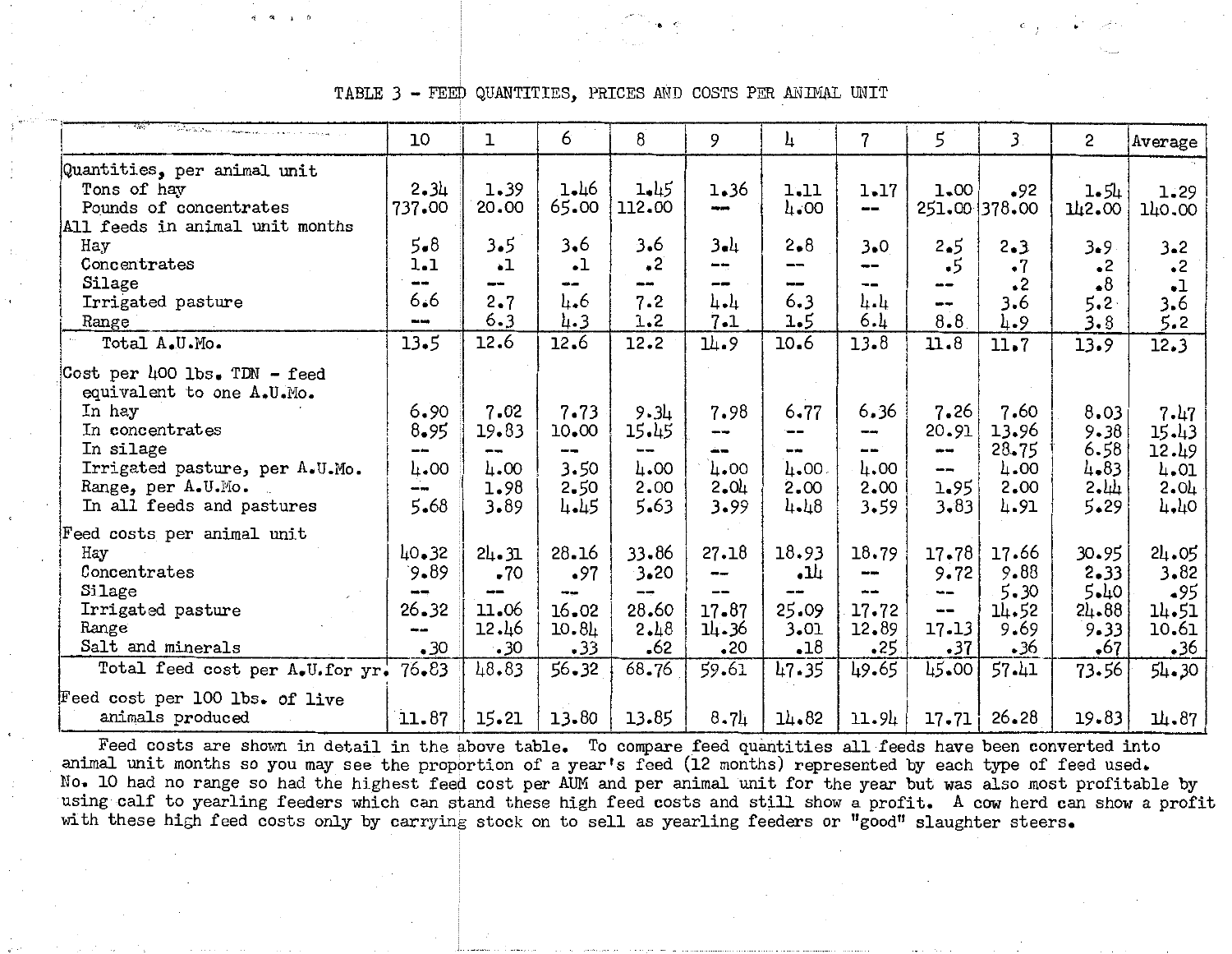TABLE 3 - FEED QUANTITIES, PRICES AND COSTS PER ANIMAL UNIT

| | 10 | 1 | 6 | 8 | 9 | 4 | 7 | 5 | 3 | 2 | Average |
|---|---|---|---|---|---|---|---|---|---|---|---|
| Quantities, per animal unit | | | | | | | | | | | |
| Tons of hay | 2.34 | 1.39 | 1.46 | 1.45 | 1.36 | 1.11 | 1.17 | 1.00 | .92 | 1.54 | 1.29 |
| Pounds of concentrates | 737.00 | 20.00 | 65.00 | 112.00 | -- | 4.00 | -- | 251.00 | 378.00 | 142.00 | 140.00 |
| All feeds in animal unit months | | | | | | | | | | | |
| Hay | 5.8 | 3.5 | 3.6 | 3.6 | 3.4 | 2.8 | 3.0 | 2.5 | 2.3 | 3.9 | 3.2 |
| Concentrates | 1.1 | .1 | .1 | .2 | -- | -- | -- | .5 | .7 | .2 | .2 |
| Silage | -- | -- | -- | -- | -- | -- | -- | -- | .2 | .8 | .1 |
| Irrigated pasture | 6.6 | 2.7 | 4.6 | 7.2 | 4.4 | 6.3 | 4.4 | -- | 3.6 | 5.2 | 3.6 |
| Range | -- | 6.3 | 4.3 | 1.2 | 7.1 | 1.5 | 6.4 | 8.8 | 4.9 | 3.8 | 5.2 |
| Total A.U.Mo. | 13.5 | 12.6 | 12.6 | 12.2 | 14.9 | 10.6 | 13.8 | 11.8 | 11.7 | 13.9 | 12.3 |
| Cost per 400 lbs. TDN - feed equivalent to one A.U.Mo. | | | | | | | | | | | |
| In hay | 6.90 | 7.02 | 7.73 | 9.34 | 7.98 | 6.77 | 6.36 | 7.26 | 7.60 | 8.03 | 7.47 |
| In concentrates | 8.95 | 19.83 | 10.00 | 15.45 | -- | -- | -- | 20.91 | 13.96 | 9.38 | 15.43 |
| In silage | -- | -- | -- | -- | -- | -- | -- | -- | 28.75 | 6.58 | 12.49 |
| Irrigated pasture, per A.U.Mo. | 4.00 | 4.00 | 3.50 | 4.00 | 4.00 | 4.00 | 4.00 | -- | 4.00 | 4.83 | 4.01 |
| Range, per A.U.Mo. | -- | 1.98 | 2.50 | 2.00 | 2.04 | 2.00 | 2.00 | 1.95 | 2.00 | 2.44 | 2.04 |
| In all feeds and pastures | 5.68 | 3.89 | 4.45 | 5.63 | 3.99 | 4.48 | 3.59 | 3.83 | 4.91 | 5.29 | 4.40 |
| Feed costs per animal unit | | | | | | | | | | | |
| Hay | 40.32 | 24.31 | 28.16 | 33.86 | 27.18 | 18.93 | 18.79 | 17.78 | 17.66 | 30.95 | 24.05 |
| Concentrates | 9.89 | .70 | .97 | 3.20 | -- | .14 | -- | 9.72 | 9.88 | 2.33 | 3.82 |
| Silage | -- | -- | -- | -- | -- | -- | -- | -- | 5.30 | 5.40 | .95 |
| Irrigated pasture | 26.32 | 11.06 | 16.02 | 28.60 | 17.87 | 25.09 | 17.72 | -- | 14.52 | 24.88 | 14.51 |
| Range | -- | 12.46 | 10.84 | 2.48 | 14.36 | 3.01 | 12.89 | 17.13 | 9.69 | 9.33 | 10.61 |
| Salt and minerals | .30 | .30 | .33 | .62 | .20 | .18 | .25 | .37 | .36 | .67 | .36 |
| Total feed cost per A.U. for yr. | 76.83 | 48.83 | 56.32 | 68.76 | 59.61 | 47.35 | 49.65 | 45.00 | 57.41 | 73.56 | 54.30 |
| Feed cost per 100 lbs. of live animals produced | 11.87 | 15.21 | 13.80 | 13.85 | 8.74 | 14.82 | 11.94 | 17.71 | 26.28 | 19.83 | 14.87 |

Feed costs are shown in detail in the above table. To compare feed quantities all feeds have been converted into animal unit months so you may see the proportion of a year's feed (12 months) represented by each type of feed used. No. 10 had no range so had the highest feed cost per AUM and per animal unit for the year but was also most profitable by using calf to yearling feeders which can stand these high feed costs and still show a profit. A cow herd can show a profit with these high feed costs only by carrying stock on to sell as yearling feeders or "good" slaughter steers.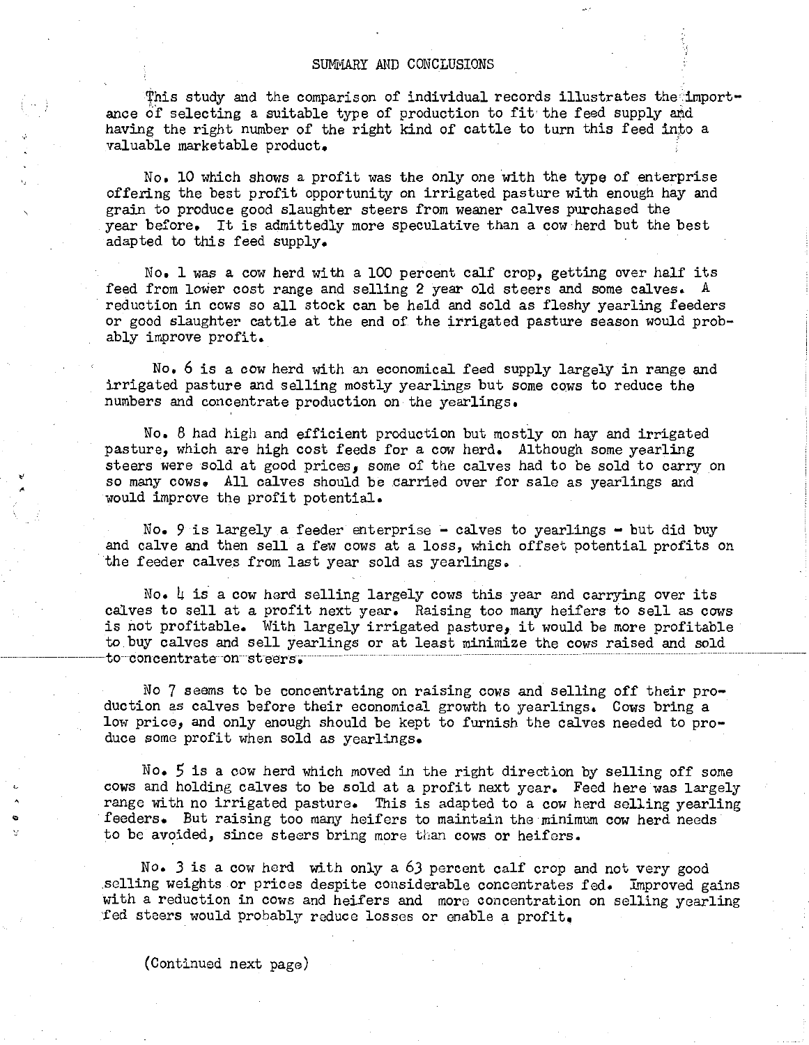## SUMMARY AND CONCLUSIONS

This study and the comparison of individual records illustrates the importance of selecting a suitable type of production to fit the feed supply and having the right number of the right kind of cattle to turn this feed into a valuable marketable product.

No. 10 which shows a profit was the only one with the type of enterprise offering the best profit opportunity on irrigated pasture with enough hay and grain to produce good slaughter steers from weaner calves purchased the year before. It is admittedly more speculative than a cow herd but the best adapted to this feed supply.

No. 1 was a cow herd with a 100 percent calf crop, getting over half its feed from lower cost range and selling 2 year old steers and some calves. A reduction in cows so all stock can be held and sold as fleshy yearling feeders or good slaughter cattle at the end of the irrigated pasture season would probably improve profit.

No. 6 is a cow herd with an economical feed supply largely in range and irrigated pasture and selling mostly yearlings but some cows to reduce the numbers and concentrate production on the yearlings.

No. 8 had high and efficient production but mostly on hay and irrigated pasture, which are high cost feeds for a cow herd. Although some yearling steers were sold at good prices, some of the calves had to be sold to carry on so many cows. All calves should be carried over for sale as yearlings and would improve the profit potential.

No. 9 is largely a feeder enterprise - calves to yearlings - but did buy and calve and then sell a few cows at a loss, which offset potential profits on the feeder calves from last year sold as yearlings.

No. 4 is a cow herd selling largely cows this year and carrying over its calves to sell at a profit next year. Raising too many heifers to sell as cows is not profitable. With largely irrigated pasture, it would be more profitable to buy calves and sell yearlings or at least minimize the cows raised and sold to concentrate on steers.

No 7 seems to be concentrating on raising cows and selling off their production as calves before their economical growth to yearlings. Cows bring a low price, and only enough should be kept to furnish the calves needed to produce some profit when sold as yearlings.

No. 5 is a cow herd which moved in the right direction by selling off some cows and holding calves to be sold at a profit next year. Feed here was largely range with no irrigated pasture. This is adapted to a cow herd selling yearling feeders. But raising too many heifers to maintain the minimum cow herd needs to be avoided, since steers bring more than cows or heifers.

No. 3 is a cow herd with only a 63 percent calf crop and not very good selling weights or prices despite considerable concentrates fed. Improved gains with a reduction in cows and heifers and more concentration on selling yearling fed steers would probably reduce losses or enable a profit.

(Continued next page)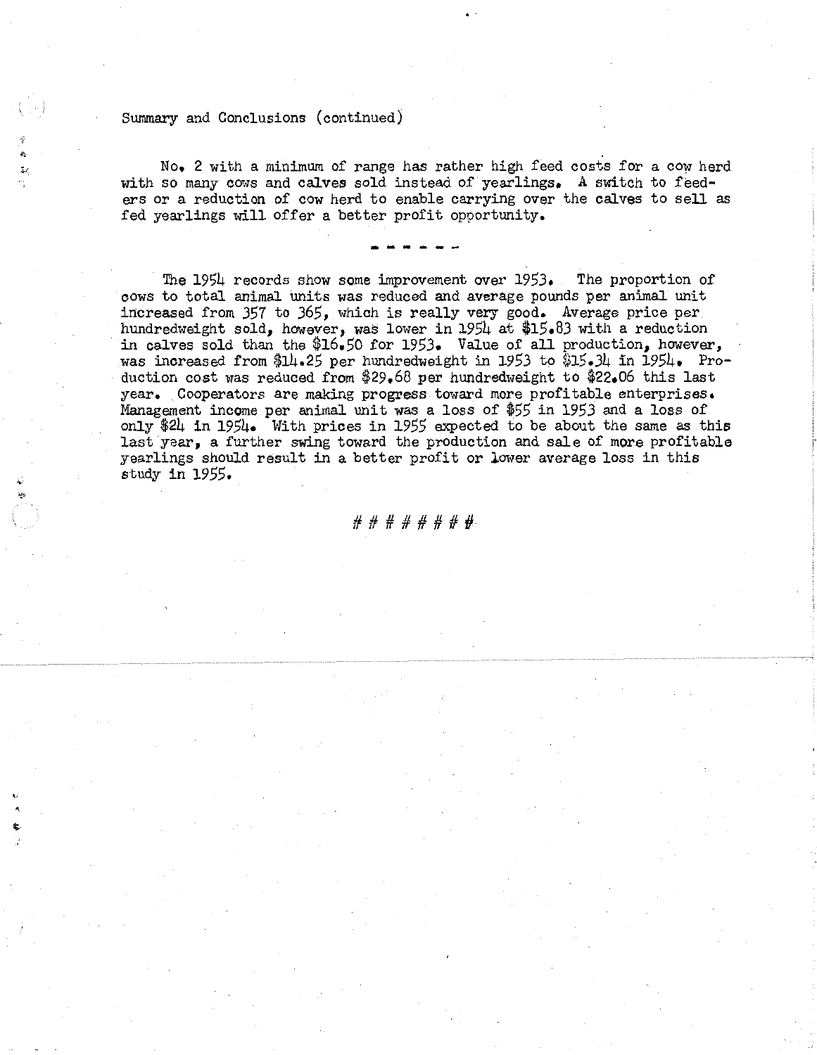Summary and Conclusions (continued)

No. 2 with a minimum of range has rather high feed costs for a cow herd with so many cows and calves sold instead of yearlings. A switch to feeders or a reduction of cow herd to enable carrying over the calves to sell as fed yearlings will offer a better profit opportunity.

- - - - - -

The 1954 records show some improvement over 1953. The proportion of cows to total animal units was reduced and average pounds per animal unit increased from 357 to 365, which is really very good. Average price per hundredweight sold, however, was lower in 1954 at $15.83 with a reduction in calves sold than the $16.50 for 1953. Value of all production, however, was increased from $14.25 per hundredweight in 1953 to $15.34 in 1954. Production cost was reduced from $29.68 per hundredweight to $22.06 this last year. Cooperators are making progress toward more profitable enterprises. Management income per animal unit was a loss of $55 in 1953 and a loss of only $24 in 1954. With prices in 1955 expected to be about the same as this last year, a further swing toward the production and sale of more profitable yearlings should result in a better profit or lower average loss in this study in 1955.

# # # # # # # #